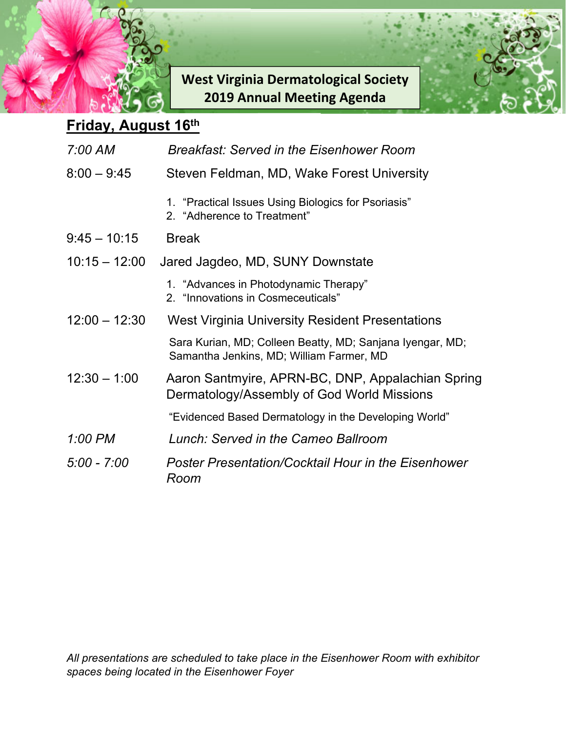# West Virginia Dermatological Society
## 2019 Annual Meeting Agenda

**Friday, August 16th**

*7:00 AM* — *Breakfast: Served in the Eisenhower Room*

8:00 – 9:45 — Steven Feldman, MD, Wake Forest University

1. "Practical Issues Using Biologics for Psoriasis"
2. "Adherence to Treatment"

9:45 – 10:15 — Break

10:15 – 12:00 — Jared Jagdeo, MD, SUNY Downstate

1. "Advances in Photodynamic Therapy"
2. "Innovations in Cosmeceuticals"

12:00 – 12:30 — West Virginia University Resident Presentations

Sara Kurian, MD; Colleen Beatty, MD; Sanjana Iyengar, MD; Samantha Jenkins, MD; William Farmer, MD

12:30 – 1:00 — Aaron Santmyire, APRN-BC, DNP, Appalachian Spring Dermatology/Assembly of God World Missions

"Evidenced Based Dermatology in the Developing World"

*1:00 PM* — *Lunch: Served in the Cameo Ballroom*

*5:00 - 7:00* — *Poster Presentation/Cocktail Hour in the Eisenhower Room*

*All presentations are scheduled to take place in the Eisenhower Room with exhibitor spaces being located in the Eisenhower Foyer*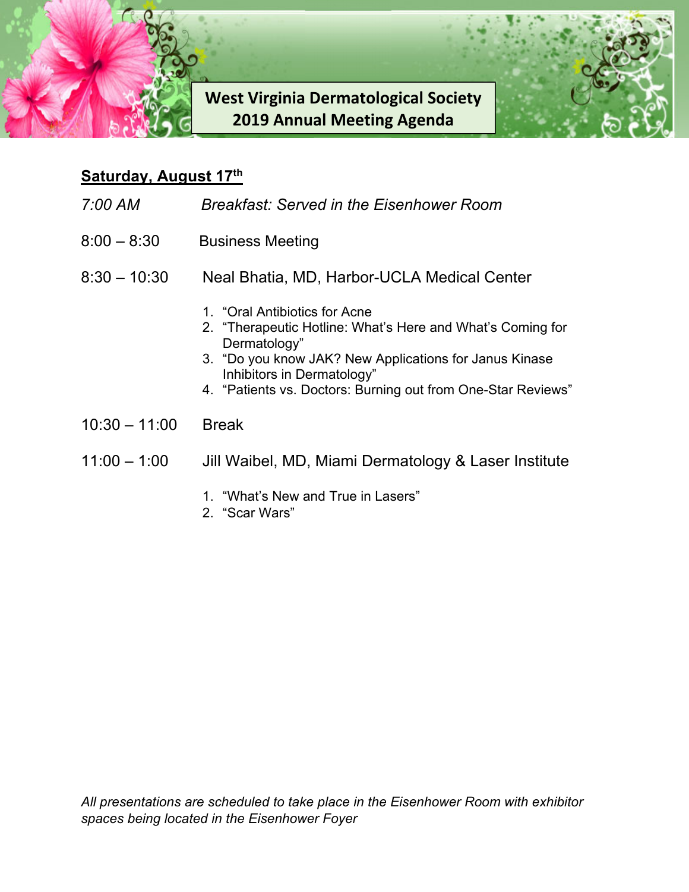# West Virginia Dermatological Society
# 2019 Annual Meeting Agenda

## **Saturday, August 17th**

*7:00 AM* — *Breakfast: Served in the Eisenhower Room*

8:00 – 8:30 — Business Meeting

8:30 – 10:30 — Neal Bhatia, MD, Harbor-UCLA Medical Center

1. "Oral Antibiotics for Acne
2. "Therapeutic Hotline: What's Here and What's Coming for Dermatology"
3. "Do you know JAK? New Applications for Janus Kinase Inhibitors in Dermatology"
4. "Patients vs. Doctors: Burning out from One-Star Reviews"

10:30 – 11:00 — Break

11:00 – 1:00 — Jill Waibel, MD, Miami Dermatology & Laser Institute

1. "What's New and True in Lasers"
2. "Scar Wars"

*All presentations are scheduled to take place in the Eisenhower Room with exhibitor spaces being located in the Eisenhower Foyer*